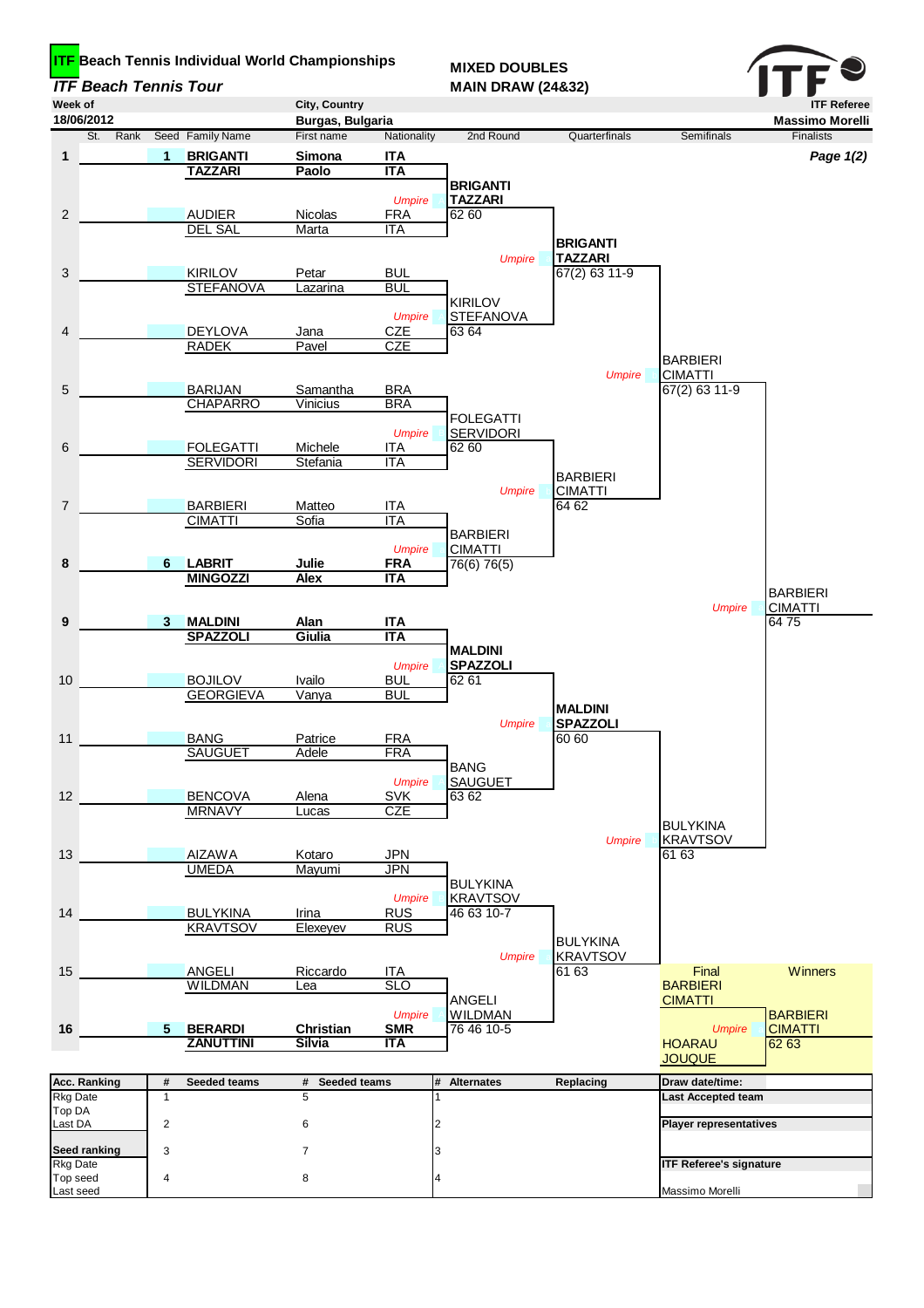# ITF Beach Tennis Individual World Championships

*ITF Beach Tennis Tour*

**MIXED DOUBLES**
**MAIN DRAW (24&32)**

| Week of | City, Country | ITF Referee |
|---|---|---|
| 18/06/2012 | Burgas, Bulgaria | Massimo Morelli |

*Page 1(2)*

| St. | Rank | Seed | Family Name | First name | Nationality |
|---|---|---|---|---|---|
| 1 | | 1 | **BRIGANTI** | **Simona** | **ITA** |
| | | | **TAZZARI** | **Paolo** | **ITA** |
| 2 | | | AUDIER | Nicolas | FRA |
| | | | DEL SAL | Marta | ITA |
| 3 | | | KIRILOV | Petar | BUL |
| | | | STEFANOVA | Lazarina | BUL |
| 4 | | | DEYLOVA | Jana | CZE |
| | | | RADEK | Pavel | CZE |
| 5 | | | BARIJAN | Samantha | BRA |
| | | | CHAPARRO | Vinicius | BRA |
| 6 | | | FOLEGATTI | Michele | ITA |
| | | | SERVIDORI | Stefania | ITA |
| 7 | | | BARBIERI | Matteo | ITA |
| | | | CIMATTI | Sofia | ITA |
| 8 | | 6 | **LABRIT** | **Julie** | **FRA** |
| | | | **MINGOZZI** | **Alex** | **ITA** |
| 9 | | 3 | **MALDINI** | **Alan** | **ITA** |
| | | | **SPAZZOLI** | **Giulia** | **ITA** |
| 10 | | | BOJILOV | Ivailo | BUL |
| | | | GEORGIEVA | Vanya | BUL |
| 11 | | | BANG | Patrice | FRA |
| | | | SAUGUET | Adele | FRA |
| 12 | | | BENCOVA | Alena | SVK |
| | | | MRNAVY | Lucas | CZE |
| 13 | | | AIZAWA | Kotaro | JPN |
| | | | UMEDA | Mayumi | JPN |
| 14 | | | BULYKINA | Irina | RUS |
| | | | KRAVTSOV | Elexeyev | RUS |
| 15 | | | ANGELI | Riccardo | ITA |
| | | | WILDMAN | Lea | SLO |
| 16 | | 5 | **BERARDI** | **Christian** | **SMR** |
| | | | **ZANUTTINI** | **Silvia** | **ITA** |

**2nd Round**

| Match | Winner | Score |
|---|---|---|
| 1 v 2 | **BRIGANTI / TAZZARI** | 62 60 |
| 3 v 4 | KIRILOV / STEFANOVA | 63 64 |
| 5 v 6 | FOLEGATTI / SERVIDORI | 62 60 |
| 7 v 8 | BARBIERI / CIMATTI | 76(6) 76(5) |
| 9 v 10 | **MALDINI / SPAZZOLI** | 62 61 |
| 11 v 12 | BANG / SAUGUET | 63 62 |
| 13 v 14 | BULYKINA / KRAVTSOV | 46 63 10-7 |
| 15 v 16 | ANGELI / WILDMAN | 76 46 10-5 |

**Quarterfinals**

| Winner | Score |
|---|---|
| **BRIGANTI / TAZZARI** | 67(2) 63 11-9 |
| BARBIERI / CIMATTI | 64 62 |
| **MALDINI / SPAZZOLI** | 60 60 |
| BULYKINA / KRAVTSOV | 61 63 |

**Semifinals**

| Winner | Score |
|---|---|
| BARBIERI / CIMATTI | 67(2) 63 11-9 |
| BULYKINA / KRAVTSOV | 61 63 |

**Finalists**

| Winner | Score |
|---|---|
| BARBIERI / CIMATTI | 64 75 |

**Final**: BARBIERI / CIMATTI v HOARAU / JOUQUE

**Winners**: BARBIERI / CIMATTI — 62 63

| Acc. Ranking | # | Seeded teams | # | Seeded teams | # | Alternates | Replacing | Draw date/time: |
|---|---|---|---|---|---|---|---|---|
| Rkg Date | 1 | | 5 | | 1 | | | Last Accepted team |
| Top DA | | | | | | | | |
| Last DA | 2 | | 6 | | 2 | | | Player representatives |
| **Seed ranking** | 3 | | 7 | | 3 | | | |
| Rkg Date | | | | | | | | ITF Referee's signature |
| Top seed | 4 | | 8 | | 4 | | | |
| Last seed | | | | | | | | Massimo Morelli |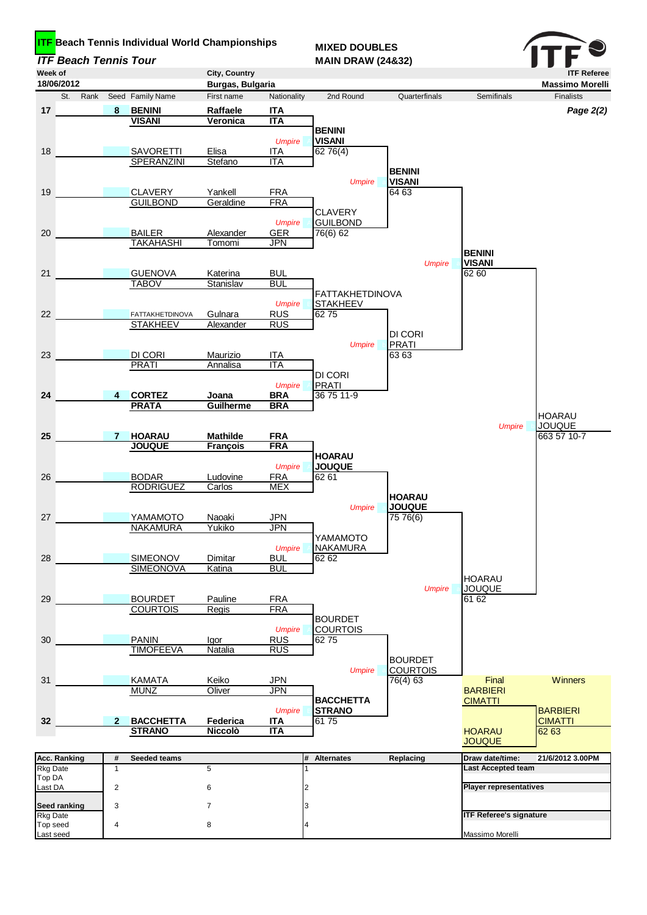# ITF Beach Tennis Individual World Championships

***ITF Beach Tennis Tour***

**MIXED DOUBLES**
**MAIN DRAW (24&32)**

| Week of | City, Country | ITF Referee |
|---|---|---|
| 18/06/2012 | Burgas, Bulgaria | Massimo Morelli |

*Page 2(2)*

| St. | Rank | Seed | Family Name | First name | Nationality |
|---|---|---|---|---|---|
| 17 | | 8 | **BENINI** | **Raffaele** | **ITA** |
| | | | **VISANI** | **Veronica** | **ITA** |
| 18 | | | SAVORETTI | Elisa | ITA |
| | | | SPERANZINI | Stefano | ITA |
| 19 | | | CLAVERY | Yankell | FRA |
| | | | GUILBOND | Geraldine | FRA |
| 20 | | | BAILER | Alexander | GER |
| | | | TAKAHASHI | Tomomi | JPN |
| 21 | | | GUENOVA | Katerina | BUL |
| | | | TABOV | Stanislav | BUL |
| 22 | | | FATTAKHETDINOVA | Gulnara | RUS |
| | | | STAKHEEV | Alexander | RUS |
| 23 | | | DI CORI | Maurizio | ITA |
| | | | PRATI | Annalisa | ITA |
| 24 | | 4 | **CORTEZ** | **Joana** | **BRA** |
| | | | **PRATA** | **Guilherme** | **BRA** |
| 25 | | 7 | **HOARAU** | **Mathilde** | **FRA** |
| | | | **JOUQUE** | **François** | **FRA** |
| 26 | | | BODAR | Ludovine | FRA |
| | | | RODRIGUEZ | Carlos | MEX |
| 27 | | | YAMAMOTO | Naoaki | JPN |
| | | | NAKAMURA | Yukiko | JPN |
| 28 | | | SIMEONOV | Dimitar | BUL |
| | | | SIMEONOVA | Katina | BUL |
| 29 | | | BOURDET | Pauline | FRA |
| | | | COURTOIS | Regis | FRA |
| 30 | | | PANIN | Igor | RUS |
| | | | TIMOFEEVA | Natalia | RUS |
| 31 | | | KAMATA | Keiko | JPN |
| | | | MUNZ | Oliver | JPN |
| 32 | | 2 | **BACCHETTA** | **Federica** | **ITA** |
| | | | **STRANO** | **Niccolò** | **ITA** |

**2nd Round**

- **BENINI / VISANI** 62 76(4)
- CLAVERY / GUILBOND 76(6) 62
- FATTAKHETDINOVA / STAKHEEV 62 75
- DI CORI / PRATI 36 75 11-9
- **HOARAU / JOUQUE** 62 61
- YAMAMOTO / NAKAMURA 62 62
- BOURDET / COURTOIS 62 75
- **BACCHETTA / STRANO** 61 75

**Quarterfinals**

- **BENINI / VISANI** 64 63
- DI CORI / PRATI 63 63
- **HOARAU / JOUQUE** 75 76(6)
- BOURDET / COURTOIS 76(4) 63

**Semifinals**

- **BENINI / VISANI** 62 60
- HOARAU / JOUQUE 61 62

**Finalists**

- HOARAU / JOUQUE 663 57 10-7

**Final**

- BARBIERI / CIMATTI
- HOARAU / JOUQUE

**Winners**

- BARBIERI / CIMATTI 62 63

| Acc. Ranking | # | Seeded teams | | # | Alternates | Replacing |
|---|---|---|---|---|---|---|
| Rkg Date | 1 | | 5 | 1 | | |
| Top DA | | | | | | |
| Last DA | 2 | | 6 | 2 | | |
| **Seed ranking** | 3 | | 7 | 3 | | |
| Rkg Date | | | | | | |
| Top seed | 4 | | 8 | 4 | | |
| Last seed | | | | | | |

| Draw date/time: | 21/6/2012 3.00PM |
|---|---|
| **Last Accepted team** | |
| **Player representatives** | |
| **ITF Referee's signature** | |
| Massimo Morelli | |